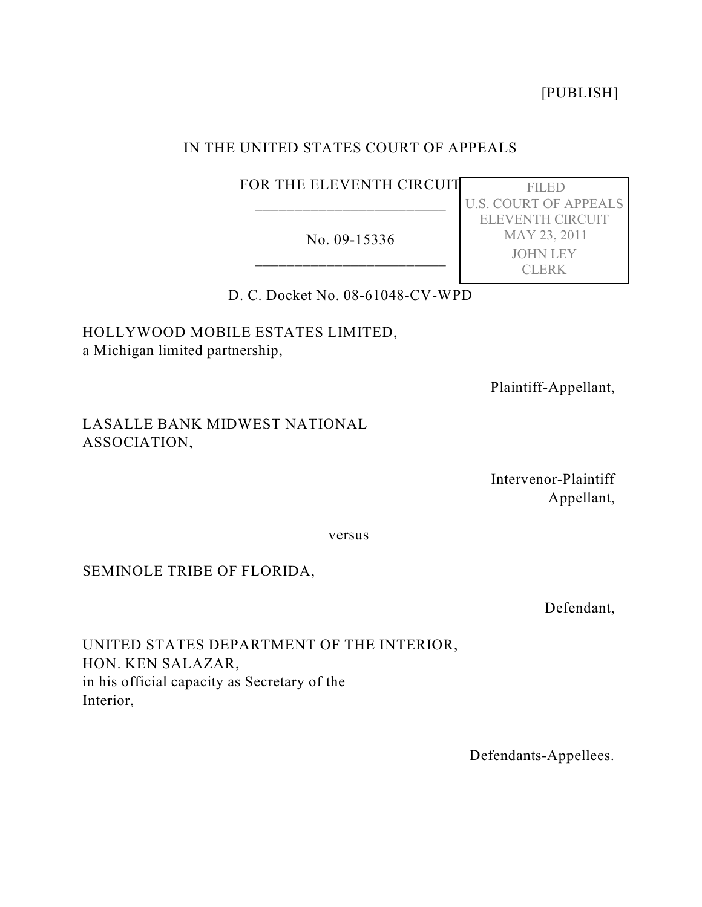[PUBLISH]

IN THE UNITED STATES COURT OF APPEALS

FOR THE ELEVENTH CIRCUIT

________________________

No. 09-15336

________________________

FILED
U.S. COURT OF APPEALS
ELEVENTH CIRCUIT
MAY 23, 2011
JOHN LEY
CLERK

D. C. Docket No. 08-61048-CV-WPD

HOLLYWOOD MOBILE ESTATES LIMITED,
a Michigan limited partnership,

Plaintiff-Appellant,

LASALLE BANK MIDWEST NATIONAL ASSOCIATION,

Intervenor-Plaintiff Appellant,

versus

SEMINOLE TRIBE OF FLORIDA,

Defendant,

UNITED STATES DEPARTMENT OF THE INTERIOR,
HON. KEN SALAZAR,
in his official capacity as Secretary of the Interior,

Defendants-Appellees.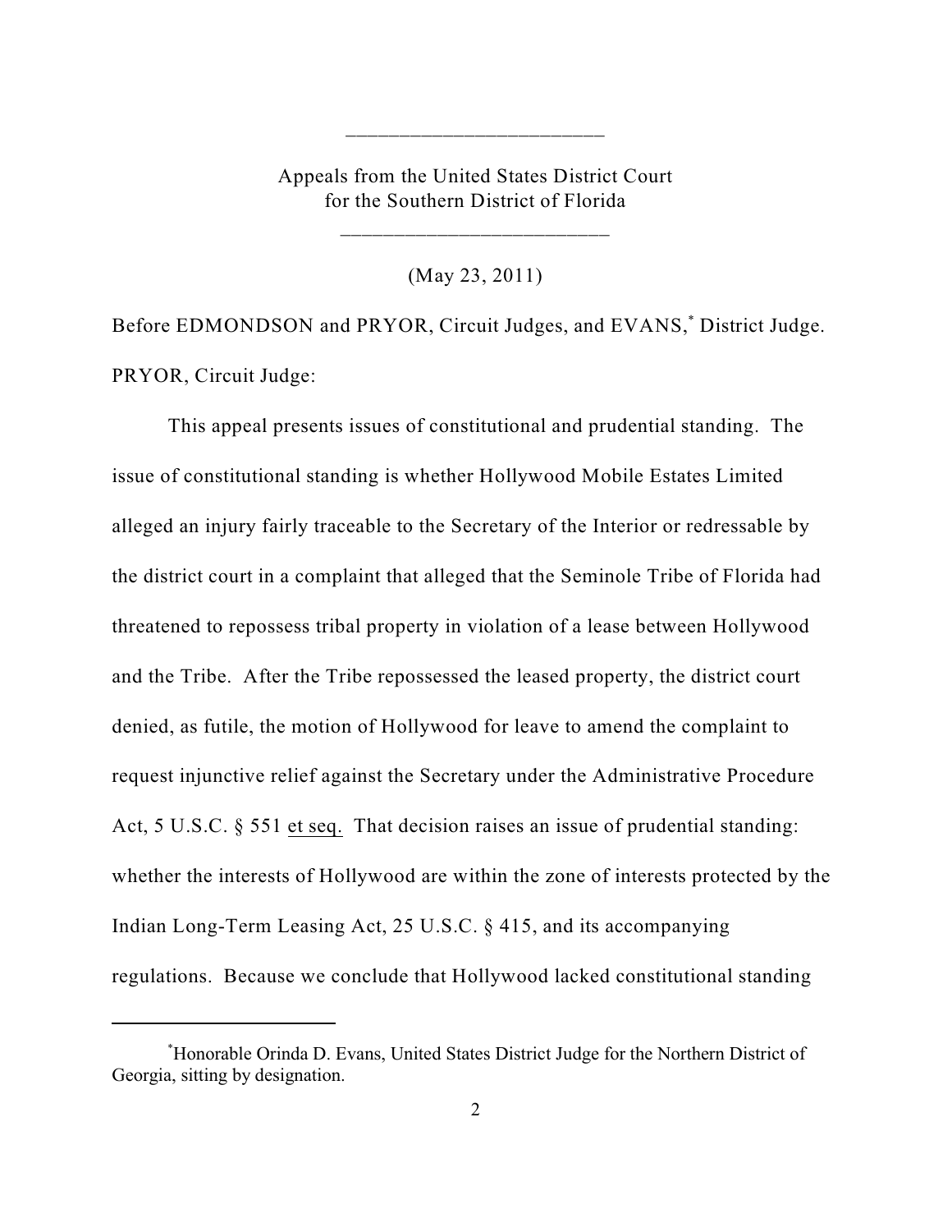________________________

Appeals from the United States District Court
for the Southern District of Florida

_________________________

(May 23, 2011)

Before EDMONDSON and PRYOR, Circuit Judges, and EVANS,[*] District Judge.

PRYOR, Circuit Judge:

This appeal presents issues of constitutional and prudential standing. The issue of constitutional standing is whether Hollywood Mobile Estates Limited alleged an injury fairly traceable to the Secretary of the Interior or redressable by the district court in a complaint that alleged that the Seminole Tribe of Florida had threatened to repossess tribal property in violation of a lease between Hollywood and the Tribe. After the Tribe repossessed the leased property, the district court denied, as futile, the motion of Hollywood for leave to amend the complaint to request injunctive relief against the Secretary under the Administrative Procedure Act, 5 U.S.C. § 551 et seq. That decision raises an issue of prudential standing: whether the interests of Hollywood are within the zone of interests protected by the Indian Long-Term Leasing Act, 25 U.S.C. § 415, and its accompanying regulations. Because we conclude that Hollywood lacked constitutional standing

---

[*] Honorable Orinda D. Evans, United States District Judge for the Northern District of Georgia, sitting by designation.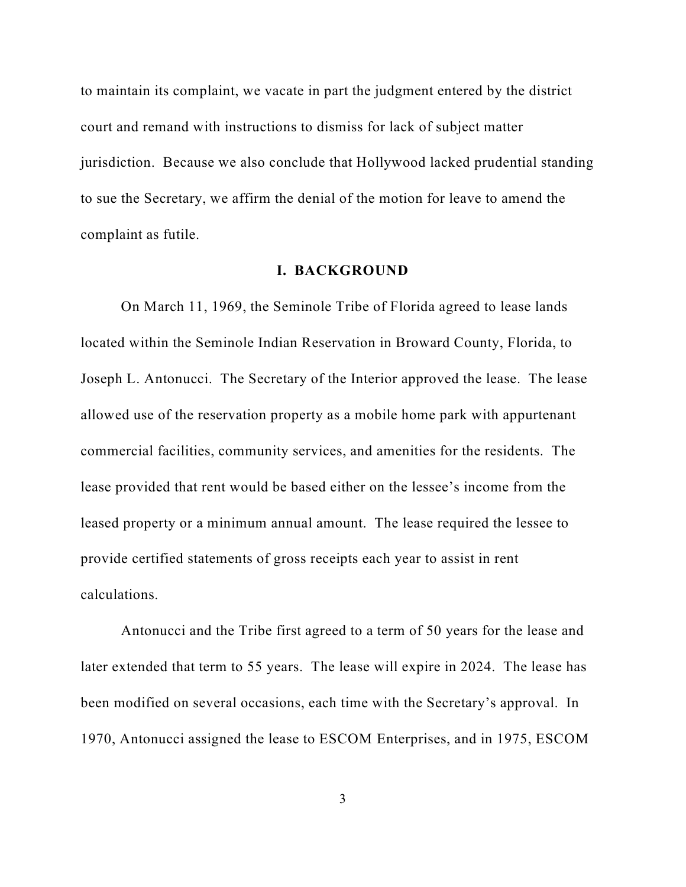to maintain its complaint, we vacate in part the judgment entered by the district court and remand with instructions to dismiss for lack of subject matter jurisdiction. Because we also conclude that Hollywood lacked prudential standing to sue the Secretary, we affirm the denial of the motion for leave to amend the complaint as futile.

## I. BACKGROUND

On March 11, 1969, the Seminole Tribe of Florida agreed to lease lands located within the Seminole Indian Reservation in Broward County, Florida, to Joseph L. Antonucci. The Secretary of the Interior approved the lease. The lease allowed use of the reservation property as a mobile home park with appurtenant commercial facilities, community services, and amenities for the residents. The lease provided that rent would be based either on the lessee's income from the leased property or a minimum annual amount. The lease required the lessee to provide certified statements of gross receipts each year to assist in rent calculations.

Antonucci and the Tribe first agreed to a term of 50 years for the lease and later extended that term to 55 years. The lease will expire in 2024. The lease has been modified on several occasions, each time with the Secretary's approval. In 1970, Antonucci assigned the lease to ESCOM Enterprises, and in 1975, ESCOM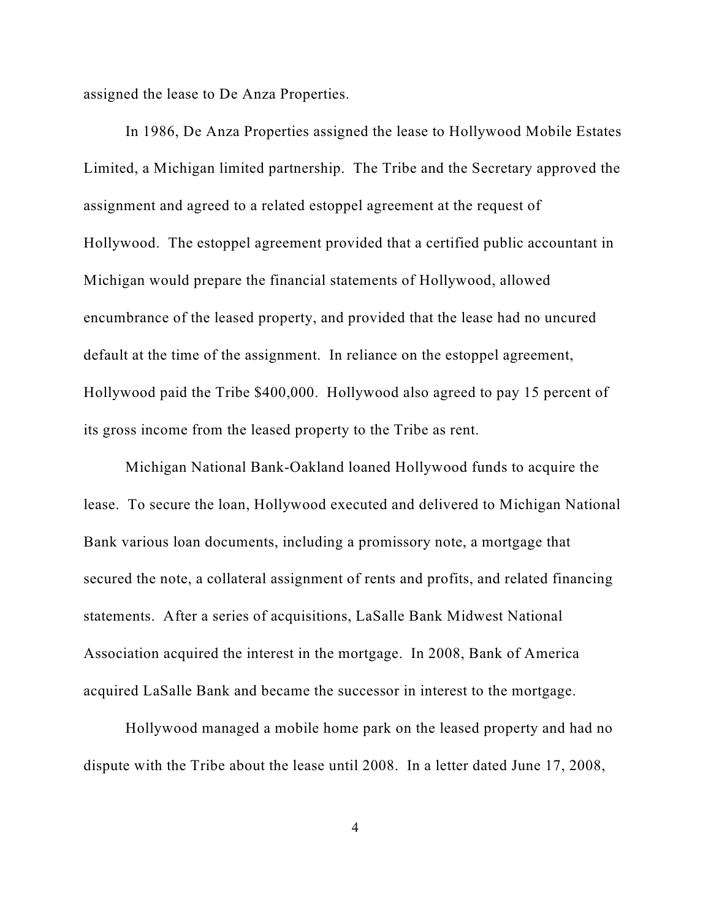assigned the lease to De Anza Properties.

In 1986, De Anza Properties assigned the lease to Hollywood Mobile Estates Limited, a Michigan limited partnership. The Tribe and the Secretary approved the assignment and agreed to a related estoppel agreement at the request of Hollywood. The estoppel agreement provided that a certified public accountant in Michigan would prepare the financial statements of Hollywood, allowed encumbrance of the leased property, and provided that the lease had no uncured default at the time of the assignment. In reliance on the estoppel agreement, Hollywood paid the Tribe $400,000. Hollywood also agreed to pay 15 percent of its gross income from the leased property to the Tribe as rent.

Michigan National Bank-Oakland loaned Hollywood funds to acquire the lease. To secure the loan, Hollywood executed and delivered to Michigan National Bank various loan documents, including a promissory note, a mortgage that secured the note, a collateral assignment of rents and profits, and related financing statements. After a series of acquisitions, LaSalle Bank Midwest National Association acquired the interest in the mortgage. In 2008, Bank of America acquired LaSalle Bank and became the successor in interest to the mortgage.

Hollywood managed a mobile home park on the leased property and had no dispute with the Tribe about the lease until 2008. In a letter dated June 17, 2008,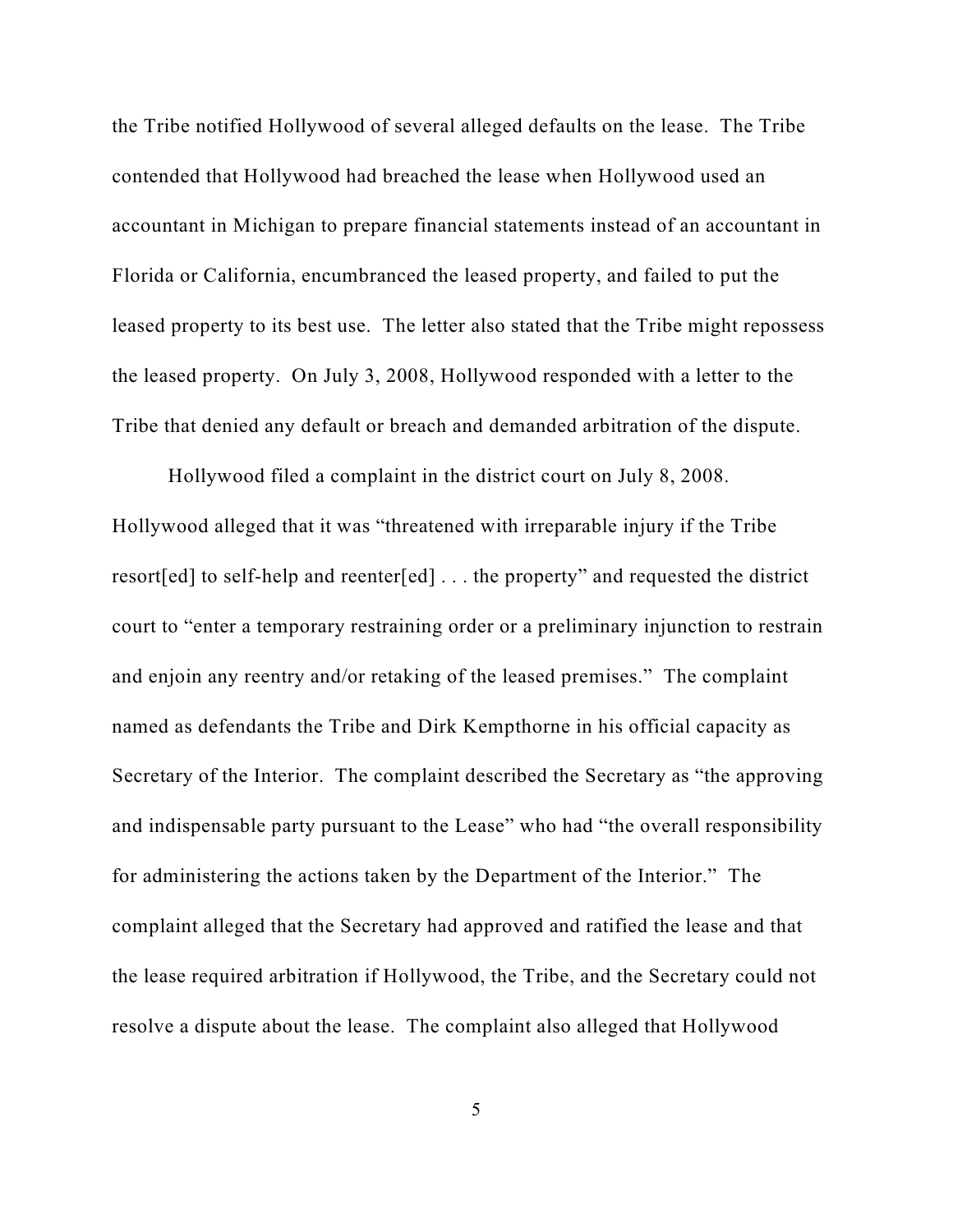the Tribe notified Hollywood of several alleged defaults on the lease. The Tribe contended that Hollywood had breached the lease when Hollywood used an accountant in Michigan to prepare financial statements instead of an accountant in Florida or California, encumbranced the leased property, and failed to put the leased property to its best use. The letter also stated that the Tribe might repossess the leased property. On July 3, 2008, Hollywood responded with a letter to the Tribe that denied any default or breach and demanded arbitration of the dispute.

Hollywood filed a complaint in the district court on July 8, 2008. Hollywood alleged that it was "threatened with irreparable injury if the Tribe resort[ed] to self-help and reenter[ed] . . . the property" and requested the district court to "enter a temporary restraining order or a preliminary injunction to restrain and enjoin any reentry and/or retaking of the leased premises." The complaint named as defendants the Tribe and Dirk Kempthorne in his official capacity as Secretary of the Interior. The complaint described the Secretary as "the approving and indispensable party pursuant to the Lease" who had "the overall responsibility for administering the actions taken by the Department of the Interior." The complaint alleged that the Secretary had approved and ratified the lease and that the lease required arbitration if Hollywood, the Tribe, and the Secretary could not resolve a dispute about the lease. The complaint also alleged that Hollywood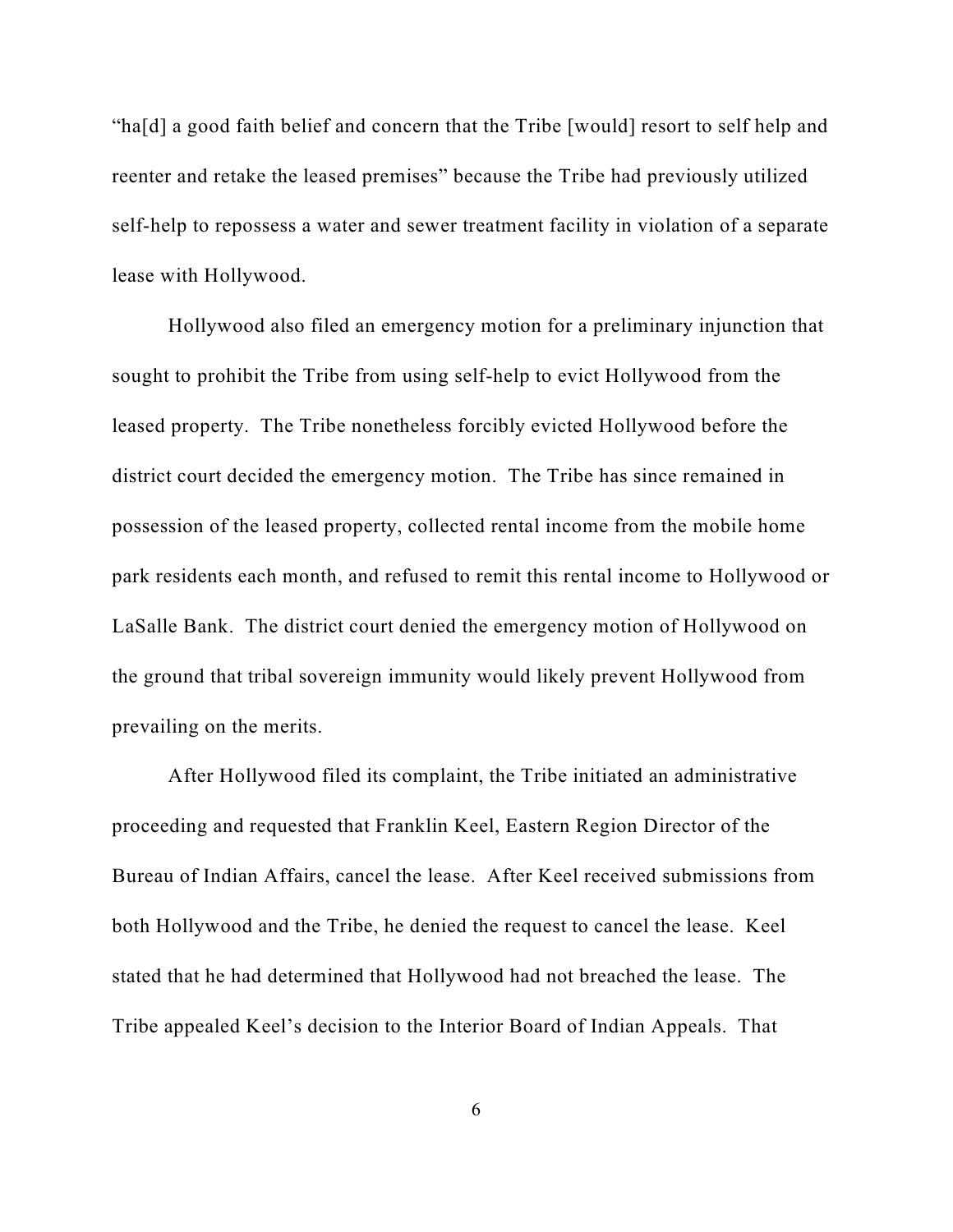"ha[d] a good faith belief and concern that the Tribe [would] resort to self help and reenter and retake the leased premises" because the Tribe had previously utilized self-help to repossess a water and sewer treatment facility in violation of a separate lease with Hollywood.

Hollywood also filed an emergency motion for a preliminary injunction that sought to prohibit the Tribe from using self-help to evict Hollywood from the leased property. The Tribe nonetheless forcibly evicted Hollywood before the district court decided the emergency motion. The Tribe has since remained in possession of the leased property, collected rental income from the mobile home park residents each month, and refused to remit this rental income to Hollywood or LaSalle Bank. The district court denied the emergency motion of Hollywood on the ground that tribal sovereign immunity would likely prevent Hollywood from prevailing on the merits.

After Hollywood filed its complaint, the Tribe initiated an administrative proceeding and requested that Franklin Keel, Eastern Region Director of the Bureau of Indian Affairs, cancel the lease. After Keel received submissions from both Hollywood and the Tribe, he denied the request to cancel the lease. Keel stated that he had determined that Hollywood had not breached the lease. The Tribe appealed Keel's decision to the Interior Board of Indian Appeals. That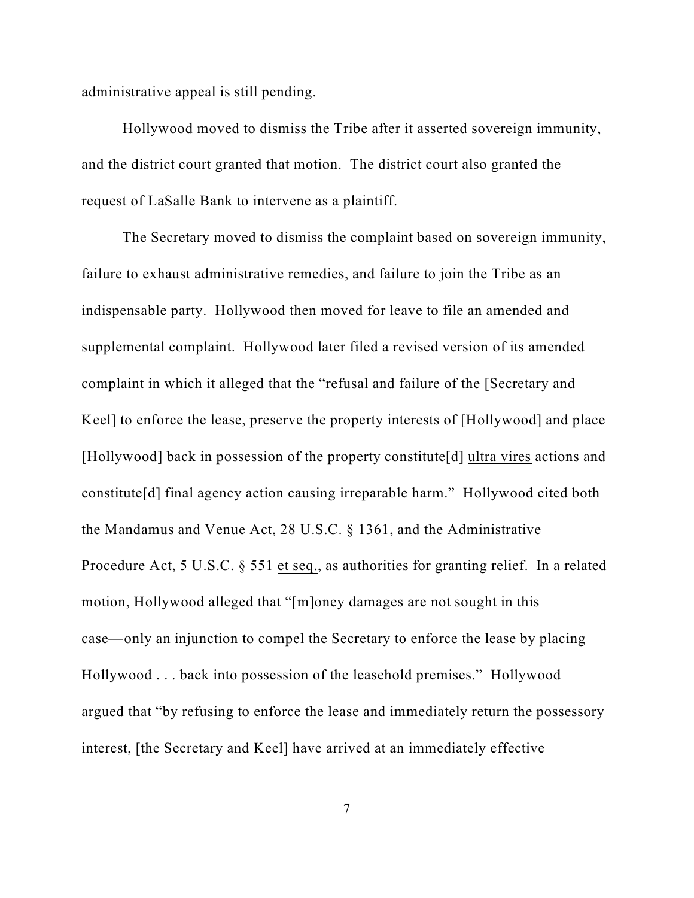administrative appeal is still pending.

Hollywood moved to dismiss the Tribe after it asserted sovereign immunity, and the district court granted that motion. The district court also granted the request of LaSalle Bank to intervene as a plaintiff.

The Secretary moved to dismiss the complaint based on sovereign immunity, failure to exhaust administrative remedies, and failure to join the Tribe as an indispensable party. Hollywood then moved for leave to file an amended and supplemental complaint. Hollywood later filed a revised version of its amended complaint in which it alleged that the "refusal and failure of the [Secretary and Keel] to enforce the lease, preserve the property interests of [Hollywood] and place [Hollywood] back in possession of the property constitute[d] ultra vires actions and constitute[d] final agency action causing irreparable harm." Hollywood cited both the Mandamus and Venue Act, 28 U.S.C. § 1361, and the Administrative Procedure Act, 5 U.S.C. § 551 et seq., as authorities for granting relief. In a related motion, Hollywood alleged that "[m]oney damages are not sought in this case—only an injunction to compel the Secretary to enforce the lease by placing Hollywood . . . back into possession of the leasehold premises." Hollywood argued that "by refusing to enforce the lease and immediately return the possessory interest, [the Secretary and Keel] have arrived at an immediately effective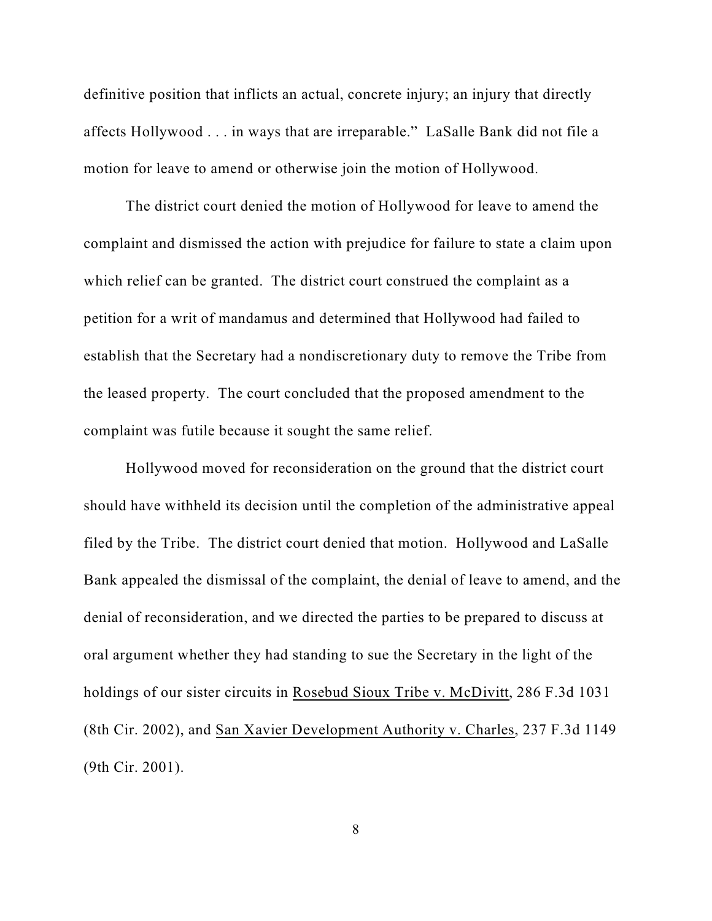definitive position that inflicts an actual, concrete injury; an injury that directly affects Hollywood . . . in ways that are irreparable." LaSalle Bank did not file a motion for leave to amend or otherwise join the motion of Hollywood.

The district court denied the motion of Hollywood for leave to amend the complaint and dismissed the action with prejudice for failure to state a claim upon which relief can be granted. The district court construed the complaint as a petition for a writ of mandamus and determined that Hollywood had failed to establish that the Secretary had a nondiscretionary duty to remove the Tribe from the leased property. The court concluded that the proposed amendment to the complaint was futile because it sought the same relief.

Hollywood moved for reconsideration on the ground that the district court should have withheld its decision until the completion of the administrative appeal filed by the Tribe. The district court denied that motion. Hollywood and LaSalle Bank appealed the dismissal of the complaint, the denial of leave to amend, and the denial of reconsideration, and we directed the parties to be prepared to discuss at oral argument whether they had standing to sue the Secretary in the light of the holdings of our sister circuits in <u>Rosebud Sioux Tribe v. McDivitt</u>, 286 F.3d 1031 (8th Cir. 2002), and <u>San Xavier Development Authority v. Charles</u>, 237 F.3d 1149 (9th Cir. 2001).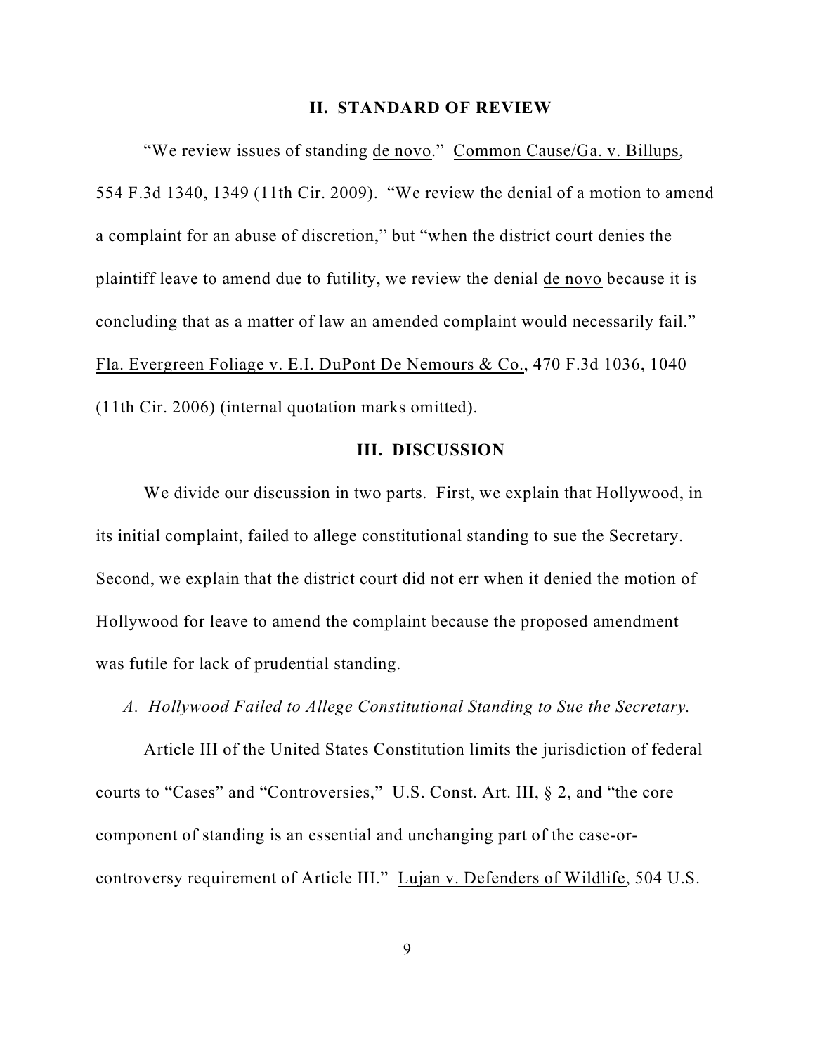## II. STANDARD OF REVIEW

"We review issues of standing de novo." Common Cause/Ga. v. Billups, 554 F.3d 1340, 1349 (11th Cir. 2009). "We review the denial of a motion to amend a complaint for an abuse of discretion," but "when the district court denies the plaintiff leave to amend due to futility, we review the denial de novo because it is concluding that as a matter of law an amended complaint would necessarily fail." Fla. Evergreen Foliage v. E.I. DuPont De Nemours & Co., 470 F.3d 1036, 1040 (11th Cir. 2006) (internal quotation marks omitted).

## III. DISCUSSION

We divide our discussion in two parts. First, we explain that Hollywood, in its initial complaint, failed to allege constitutional standing to sue the Secretary. Second, we explain that the district court did not err when it denied the motion of Hollywood for leave to amend the complaint because the proposed amendment was futile for lack of prudential standing.

### *A. Hollywood Failed to Allege Constitutional Standing to Sue the Secretary.*

Article III of the United States Constitution limits the jurisdiction of federal courts to "Cases" and "Controversies," U.S. Const. Art. III, § 2, and "the core component of standing is an essential and unchanging part of the case-or-controversy requirement of Article III." Lujan v. Defenders of Wildlife, 504 U.S.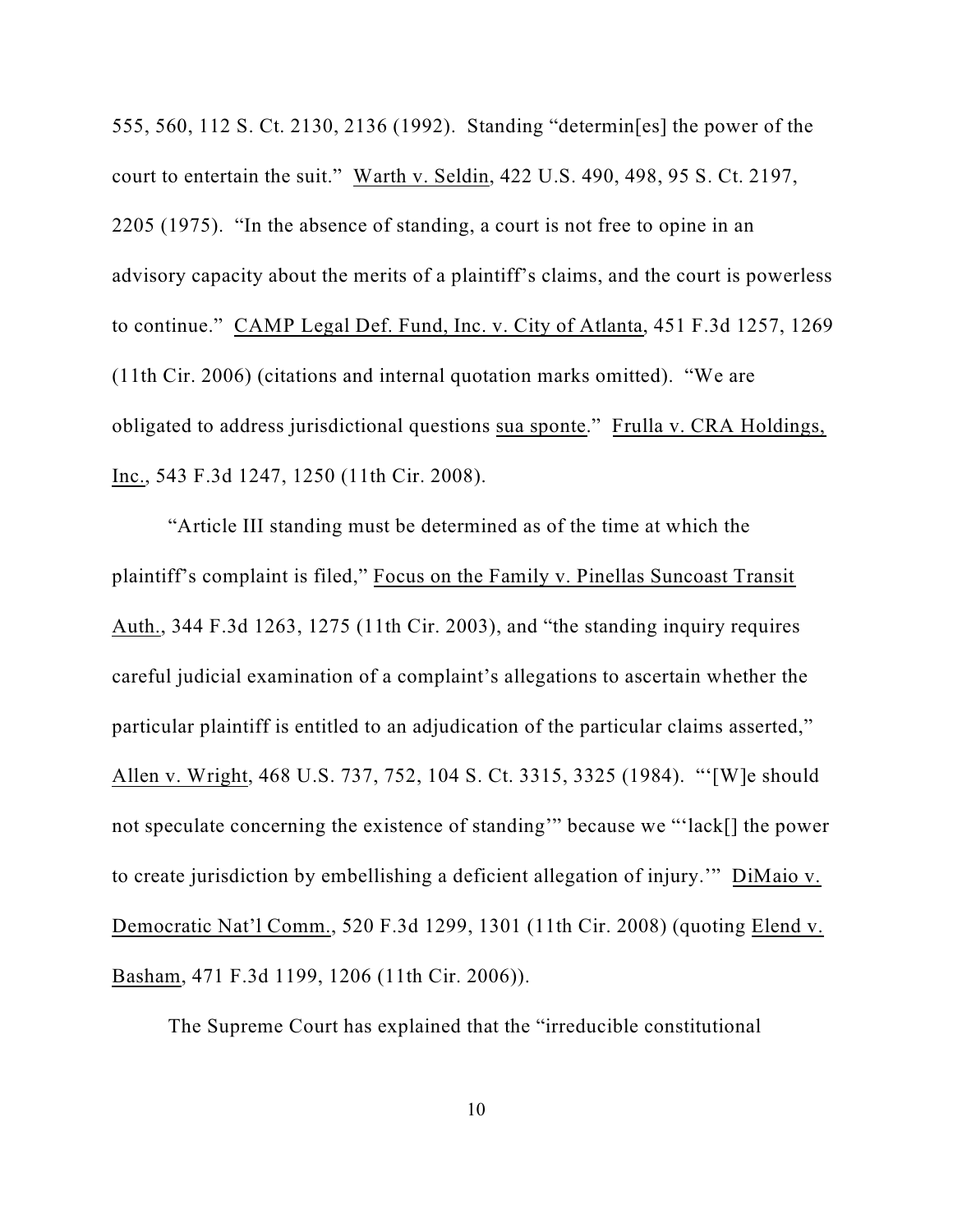555, 560, 112 S. Ct. 2130, 2136 (1992). Standing "determin[es] the power of the court to entertain the suit." Warth v. Seldin, 422 U.S. 490, 498, 95 S. Ct. 2197, 2205 (1975). "In the absence of standing, a court is not free to opine in an advisory capacity about the merits of a plaintiff's claims, and the court is powerless to continue." CAMP Legal Def. Fund, Inc. v. City of Atlanta, 451 F.3d 1257, 1269 (11th Cir. 2006) (citations and internal quotation marks omitted). "We are obligated to address jurisdictional questions sua sponte." Frulla v. CRA Holdings, Inc., 543 F.3d 1247, 1250 (11th Cir. 2008).

"Article III standing must be determined as of the time at which the plaintiff's complaint is filed," Focus on the Family v. Pinellas Suncoast Transit Auth., 344 F.3d 1263, 1275 (11th Cir. 2003), and "the standing inquiry requires careful judicial examination of a complaint's allegations to ascertain whether the particular plaintiff is entitled to an adjudication of the particular claims asserted," Allen v. Wright, 468 U.S. 737, 752, 104 S. Ct. 3315, 3325 (1984). "'[W]e should not speculate concerning the existence of standing'" because we "'lack[] the power to create jurisdiction by embellishing a deficient allegation of injury.'" DiMaio v. Democratic Nat'l Comm., 520 F.3d 1299, 1301 (11th Cir. 2008) (quoting Elend v. Basham, 471 F.3d 1199, 1206 (11th Cir. 2006)).

The Supreme Court has explained that the "irreducible constitutional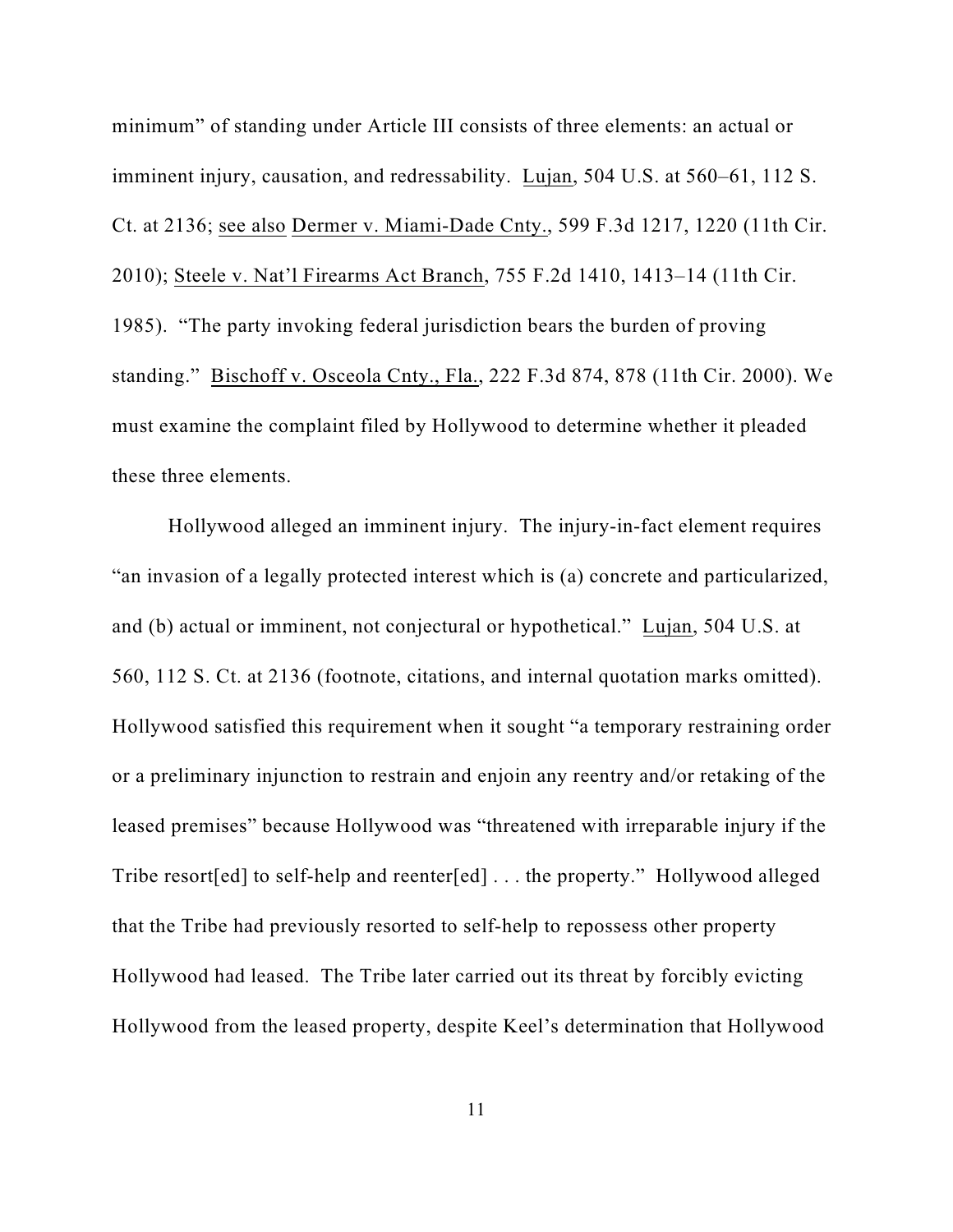minimum" of standing under Article III consists of three elements: an actual or imminent injury, causation, and redressability. Lujan, 504 U.S. at 560–61, 112 S. Ct. at 2136; see also Dermer v. Miami-Dade Cnty., 599 F.3d 1217, 1220 (11th Cir. 2010); Steele v. Nat'l Firearms Act Branch, 755 F.2d 1410, 1413–14 (11th Cir. 1985). "The party invoking federal jurisdiction bears the burden of proving standing." Bischoff v. Osceola Cnty., Fla., 222 F.3d 874, 878 (11th Cir. 2000). We must examine the complaint filed by Hollywood to determine whether it pleaded these three elements.

Hollywood alleged an imminent injury. The injury-in-fact element requires "an invasion of a legally protected interest which is (a) concrete and particularized, and (b) actual or imminent, not conjectural or hypothetical." Lujan, 504 U.S. at 560, 112 S. Ct. at 2136 (footnote, citations, and internal quotation marks omitted). Hollywood satisfied this requirement when it sought "a temporary restraining order or a preliminary injunction to restrain and enjoin any reentry and/or retaking of the leased premises" because Hollywood was "threatened with irreparable injury if the Tribe resort[ed] to self-help and reenter[ed] . . . the property." Hollywood alleged that the Tribe had previously resorted to self-help to repossess other property Hollywood had leased. The Tribe later carried out its threat by forcibly evicting Hollywood from the leased property, despite Keel's determination that Hollywood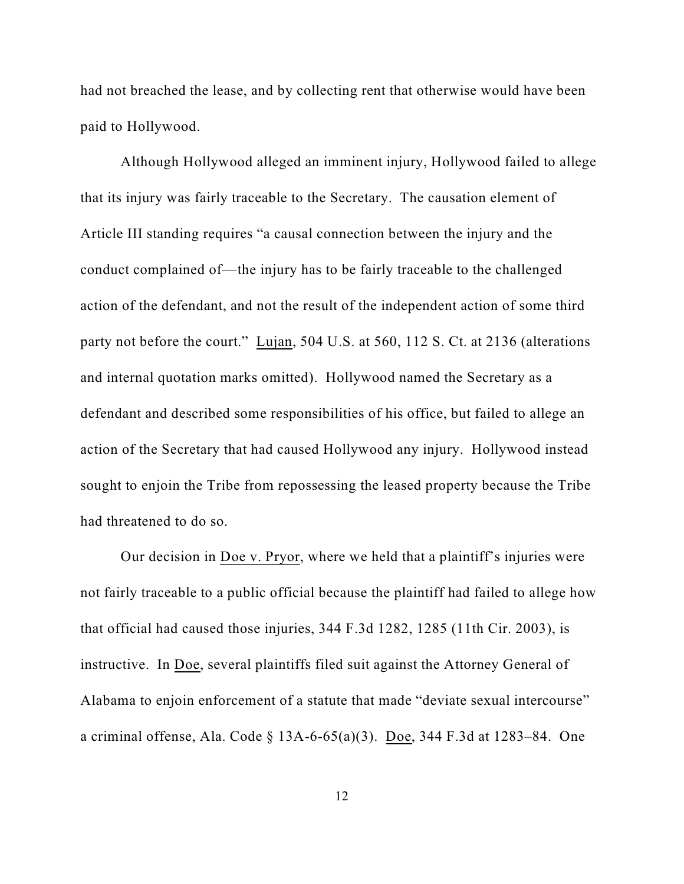had not breached the lease, and by collecting rent that otherwise would have been paid to Hollywood.

Although Hollywood alleged an imminent injury, Hollywood failed to allege that its injury was fairly traceable to the Secretary. The causation element of Article III standing requires "a causal connection between the injury and the conduct complained of—the injury has to be fairly traceable to the challenged action of the defendant, and not the result of the independent action of some third party not before the court." Lujan, 504 U.S. at 560, 112 S. Ct. at 2136 (alterations and internal quotation marks omitted). Hollywood named the Secretary as a defendant and described some responsibilities of his office, but failed to allege an action of the Secretary that had caused Hollywood any injury. Hollywood instead sought to enjoin the Tribe from repossessing the leased property because the Tribe had threatened to do so.

Our decision in Doe v. Pryor, where we held that a plaintiff's injuries were not fairly traceable to a public official because the plaintiff had failed to allege how that official had caused those injuries, 344 F.3d 1282, 1285 (11th Cir. 2003), is instructive. In Doe, several plaintiffs filed suit against the Attorney General of Alabama to enjoin enforcement of a statute that made "deviate sexual intercourse" a criminal offense, Ala. Code § 13A-6-65(a)(3). Doe, 344 F.3d at 1283–84. One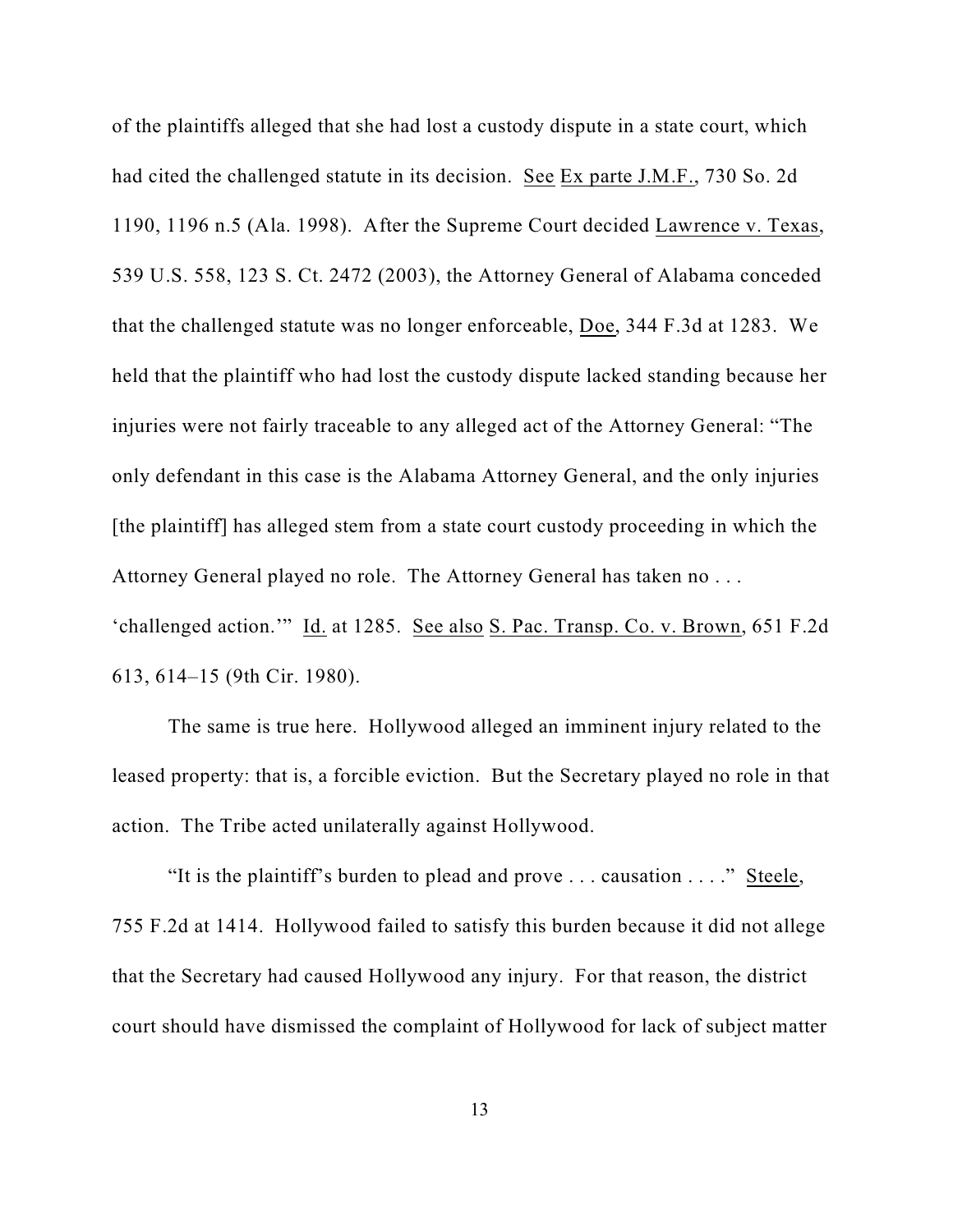of the plaintiffs alleged that she had lost a custody dispute in a state court, which had cited the challenged statute in its decision. See Ex parte J.M.F., 730 So. 2d 1190, 1196 n.5 (Ala. 1998). After the Supreme Court decided Lawrence v. Texas, 539 U.S. 558, 123 S. Ct. 2472 (2003), the Attorney General of Alabama conceded that the challenged statute was no longer enforceable, Doe, 344 F.3d at 1283. We held that the plaintiff who had lost the custody dispute lacked standing because her injuries were not fairly traceable to any alleged act of the Attorney General: "The only defendant in this case is the Alabama Attorney General, and the only injuries [the plaintiff] has alleged stem from a state court custody proceeding in which the Attorney General played no role. The Attorney General has taken no . . . 'challenged action.'" Id. at 1285. See also S. Pac. Transp. Co. v. Brown, 651 F.2d 613, 614–15 (9th Cir. 1980).

The same is true here. Hollywood alleged an imminent injury related to the leased property: that is, a forcible eviction. But the Secretary played no role in that action. The Tribe acted unilaterally against Hollywood.

"It is the plaintiff's burden to plead and prove . . . causation . . . ." Steele, 755 F.2d at 1414. Hollywood failed to satisfy this burden because it did not allege that the Secretary had caused Hollywood any injury. For that reason, the district court should have dismissed the complaint of Hollywood for lack of subject matter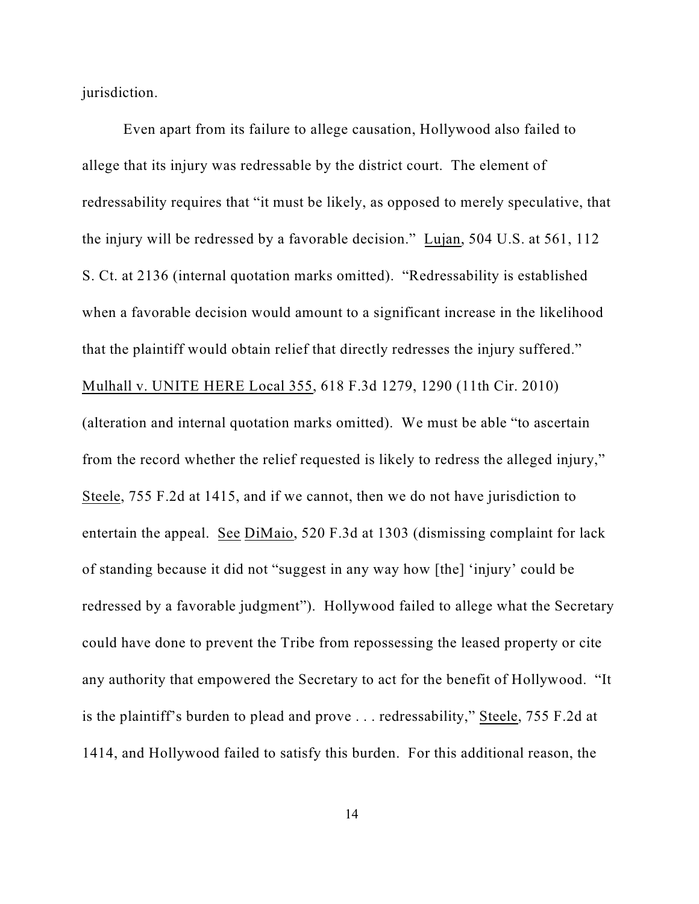jurisdiction.

Even apart from its failure to allege causation, Hollywood also failed to allege that its injury was redressable by the district court. The element of redressability requires that "it must be likely, as opposed to merely speculative, that the injury will be redressed by a favorable decision." Lujan, 504 U.S. at 561, 112 S. Ct. at 2136 (internal quotation marks omitted). "Redressability is established when a favorable decision would amount to a significant increase in the likelihood that the plaintiff would obtain relief that directly redresses the injury suffered." Mulhall v. UNITE HERE Local 355, 618 F.3d 1279, 1290 (11th Cir. 2010) (alteration and internal quotation marks omitted). We must be able "to ascertain from the record whether the relief requested is likely to redress the alleged injury," Steele, 755 F.2d at 1415, and if we cannot, then we do not have jurisdiction to entertain the appeal. See DiMaio, 520 F.3d at 1303 (dismissing complaint for lack of standing because it did not "suggest in any way how [the] 'injury' could be redressed by a favorable judgment"). Hollywood failed to allege what the Secretary could have done to prevent the Tribe from repossessing the leased property or cite any authority that empowered the Secretary to act for the benefit of Hollywood. "It is the plaintiff's burden to plead and prove . . . redressability," Steele, 755 F.2d at 1414, and Hollywood failed to satisfy this burden. For this additional reason, the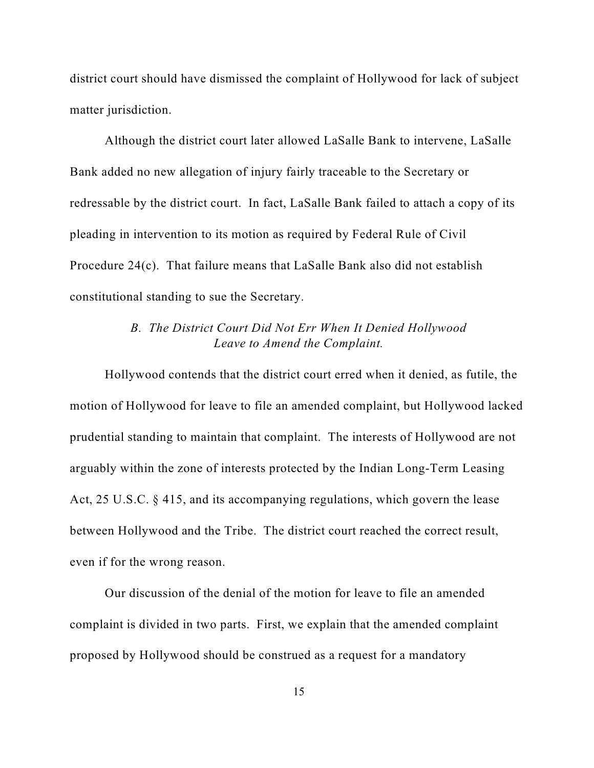district court should have dismissed the complaint of Hollywood for lack of subject matter jurisdiction.

Although the district court later allowed LaSalle Bank to intervene, LaSalle Bank added no new allegation of injury fairly traceable to the Secretary or redressable by the district court. In fact, LaSalle Bank failed to attach a copy of its pleading in intervention to its motion as required by Federal Rule of Civil Procedure 24(c). That failure means that LaSalle Bank also did not establish constitutional standing to sue the Secretary.

### *B. The District Court Did Not Err When It Denied Hollywood Leave to Amend the Complaint.*

Hollywood contends that the district court erred when it denied, as futile, the motion of Hollywood for leave to file an amended complaint, but Hollywood lacked prudential standing to maintain that complaint. The interests of Hollywood are not arguably within the zone of interests protected by the Indian Long-Term Leasing Act, 25 U.S.C. § 415, and its accompanying regulations, which govern the lease between Hollywood and the Tribe. The district court reached the correct result, even if for the wrong reason.

Our discussion of the denial of the motion for leave to file an amended complaint is divided in two parts. First, we explain that the amended complaint proposed by Hollywood should be construed as a request for a mandatory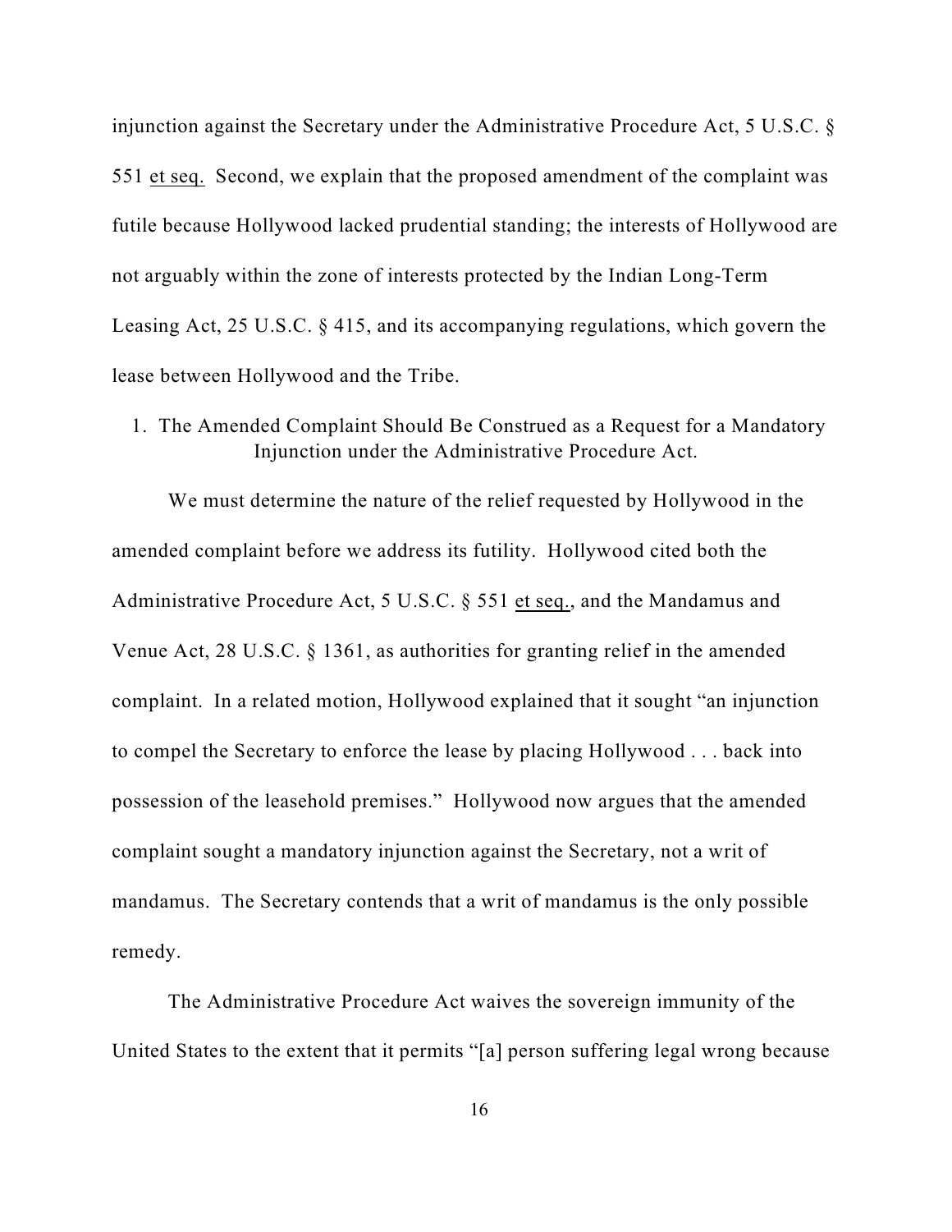injunction against the Secretary under the Administrative Procedure Act, 5 U.S.C. § 551 et seq. Second, we explain that the proposed amendment of the complaint was futile because Hollywood lacked prudential standing; the interests of Hollywood are not arguably within the zone of interests protected by the Indian Long-Term Leasing Act, 25 U.S.C. § 415, and its accompanying regulations, which govern the lease between Hollywood and the Tribe.

### 1. The Amended Complaint Should Be Construed as a Request for a Mandatory Injunction under the Administrative Procedure Act.

We must determine the nature of the relief requested by Hollywood in the amended complaint before we address its futility. Hollywood cited both the Administrative Procedure Act, 5 U.S.C. § 551 et seq., and the Mandamus and Venue Act, 28 U.S.C. § 1361, as authorities for granting relief in the amended complaint. In a related motion, Hollywood explained that it sought "an injunction to compel the Secretary to enforce the lease by placing Hollywood . . . back into possession of the leasehold premises." Hollywood now argues that the amended complaint sought a mandatory injunction against the Secretary, not a writ of mandamus. The Secretary contends that a writ of mandamus is the only possible remedy.

The Administrative Procedure Act waives the sovereign immunity of the United States to the extent that it permits "[a] person suffering legal wrong because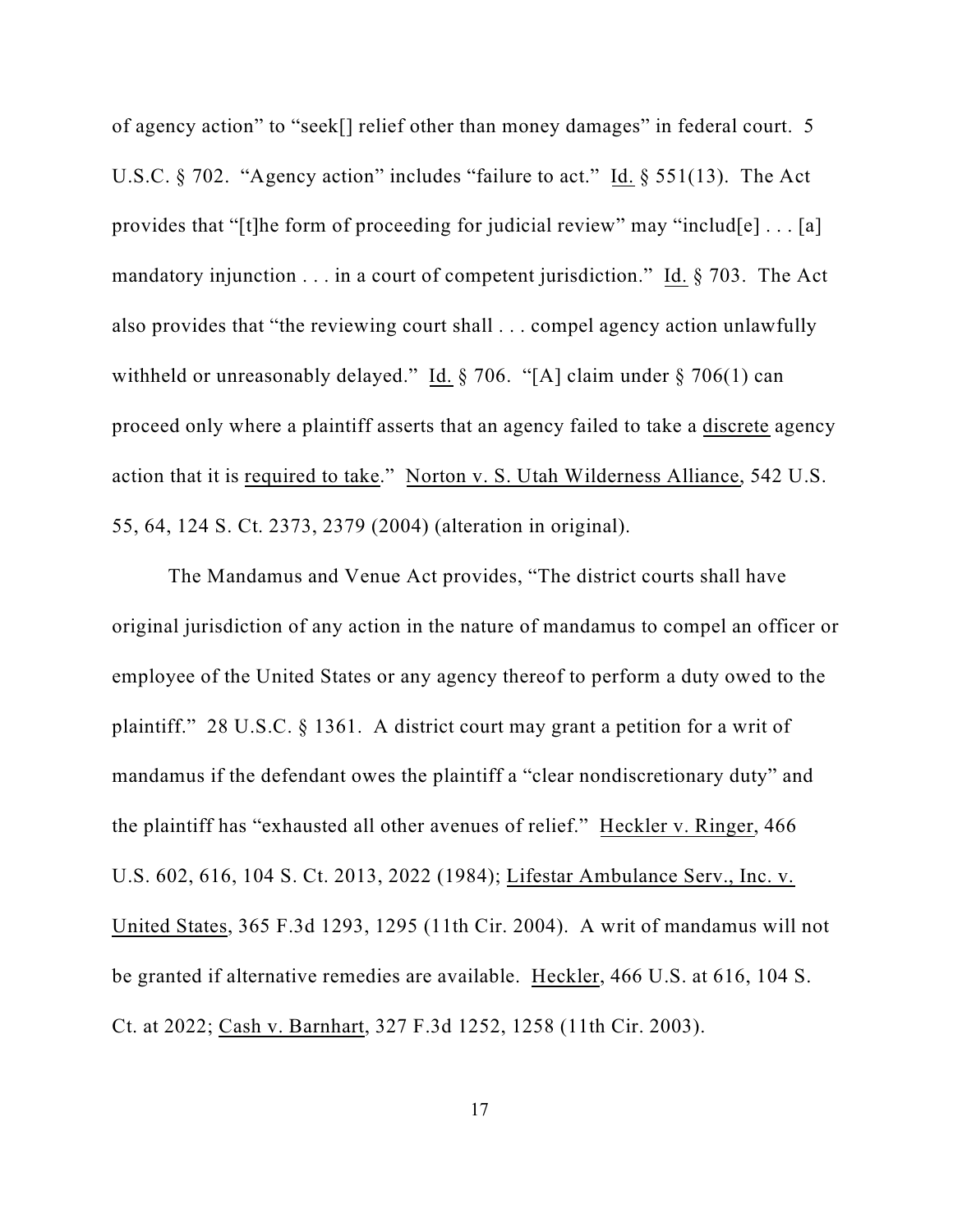of agency action" to "seek[] relief other than money damages" in federal court. 5 U.S.C. § 702. "Agency action" includes "failure to act." Id. § 551(13). The Act provides that "[t]he form of proceeding for judicial review" may "includ[e] . . . [a] mandatory injunction . . . in a court of competent jurisdiction." Id. § 703. The Act also provides that "the reviewing court shall . . . compel agency action unlawfully withheld or unreasonably delayed." Id. § 706. "[A] claim under § 706(1) can proceed only where a plaintiff asserts that an agency failed to take a discrete agency action that it is required to take." Norton v. S. Utah Wilderness Alliance, 542 U.S. 55, 64, 124 S. Ct. 2373, 2379 (2004) (alteration in original).

The Mandamus and Venue Act provides, "The district courts shall have original jurisdiction of any action in the nature of mandamus to compel an officer or employee of the United States or any agency thereof to perform a duty owed to the plaintiff." 28 U.S.C. § 1361. A district court may grant a petition for a writ of mandamus if the defendant owes the plaintiff a "clear nondiscretionary duty" and the plaintiff has "exhausted all other avenues of relief." Heckler v. Ringer, 466 U.S. 602, 616, 104 S. Ct. 2013, 2022 (1984); Lifestar Ambulance Serv., Inc. v. United States, 365 F.3d 1293, 1295 (11th Cir. 2004). A writ of mandamus will not be granted if alternative remedies are available. Heckler, 466 U.S. at 616, 104 S. Ct. at 2022; Cash v. Barnhart, 327 F.3d 1252, 1258 (11th Cir. 2003).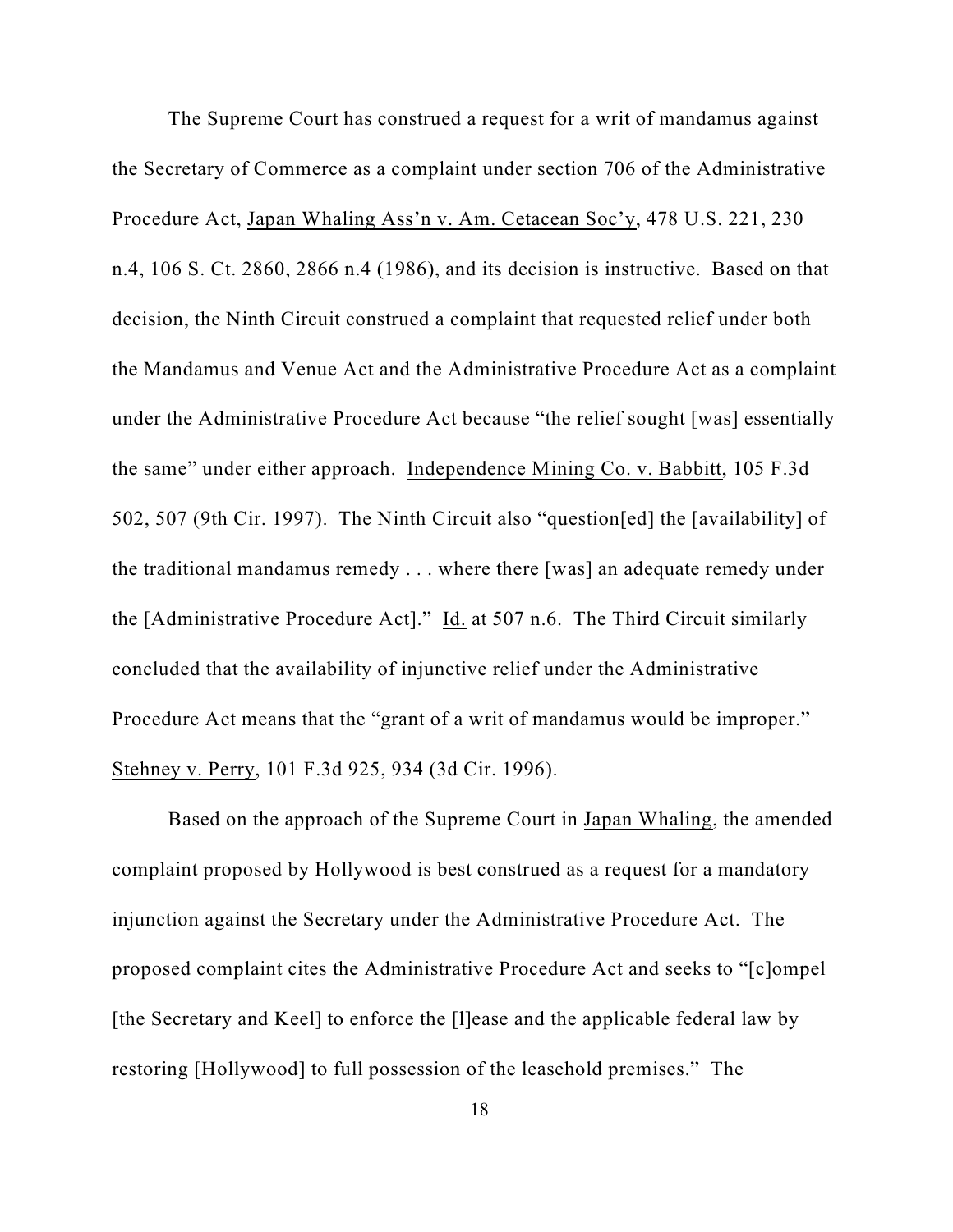The Supreme Court has construed a request for a writ of mandamus against the Secretary of Commerce as a complaint under section 706 of the Administrative Procedure Act, Japan Whaling Ass'n v. Am. Cetacean Soc'y, 478 U.S. 221, 230 n.4, 106 S. Ct. 2860, 2866 n.4 (1986), and its decision is instructive. Based on that decision, the Ninth Circuit construed a complaint that requested relief under both the Mandamus and Venue Act and the Administrative Procedure Act as a complaint under the Administrative Procedure Act because "the relief sought [was] essentially the same" under either approach. Independence Mining Co. v. Babbitt, 105 F.3d 502, 507 (9th Cir. 1997). The Ninth Circuit also "question[ed] the [availability] of the traditional mandamus remedy . . . where there [was] an adequate remedy under the [Administrative Procedure Act]." Id. at 507 n.6. The Third Circuit similarly concluded that the availability of injunctive relief under the Administrative Procedure Act means that the "grant of a writ of mandamus would be improper." Stehney v. Perry, 101 F.3d 925, 934 (3d Cir. 1996).

Based on the approach of the Supreme Court in Japan Whaling, the amended complaint proposed by Hollywood is best construed as a request for a mandatory injunction against the Secretary under the Administrative Procedure Act. The proposed complaint cites the Administrative Procedure Act and seeks to "[c]ompel [the Secretary and Keel] to enforce the [l]ease and the applicable federal law by restoring [Hollywood] to full possession of the leasehold premises." The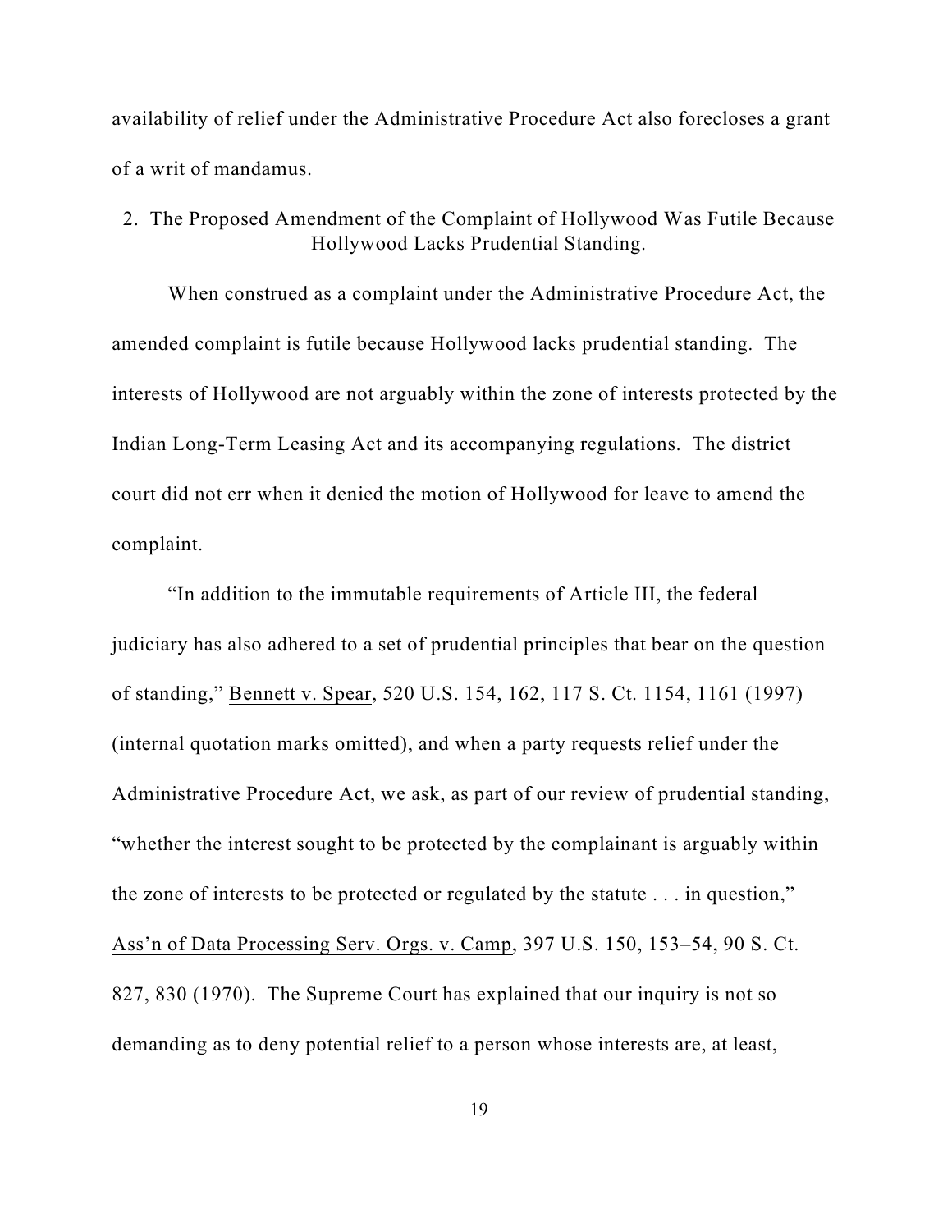availability of relief under the Administrative Procedure Act also forecloses a grant of a writ of mandamus.

### 2. The Proposed Amendment of the Complaint of Hollywood Was Futile Because Hollywood Lacks Prudential Standing.

When construed as a complaint under the Administrative Procedure Act, the amended complaint is futile because Hollywood lacks prudential standing. The interests of Hollywood are not arguably within the zone of interests protected by the Indian Long-Term Leasing Act and its accompanying regulations. The district court did not err when it denied the motion of Hollywood for leave to amend the complaint.

"In addition to the immutable requirements of Article III, the federal judiciary has also adhered to a set of prudential principles that bear on the question of standing," Bennett v. Spear, 520 U.S. 154, 162, 117 S. Ct. 1154, 1161 (1997) (internal quotation marks omitted), and when a party requests relief under the Administrative Procedure Act, we ask, as part of our review of prudential standing, "whether the interest sought to be protected by the complainant is arguably within the zone of interests to be protected or regulated by the statute . . . in question," Ass'n of Data Processing Serv. Orgs. v. Camp, 397 U.S. 150, 153–54, 90 S. Ct. 827, 830 (1970). The Supreme Court has explained that our inquiry is not so demanding as to deny potential relief to a person whose interests are, at least,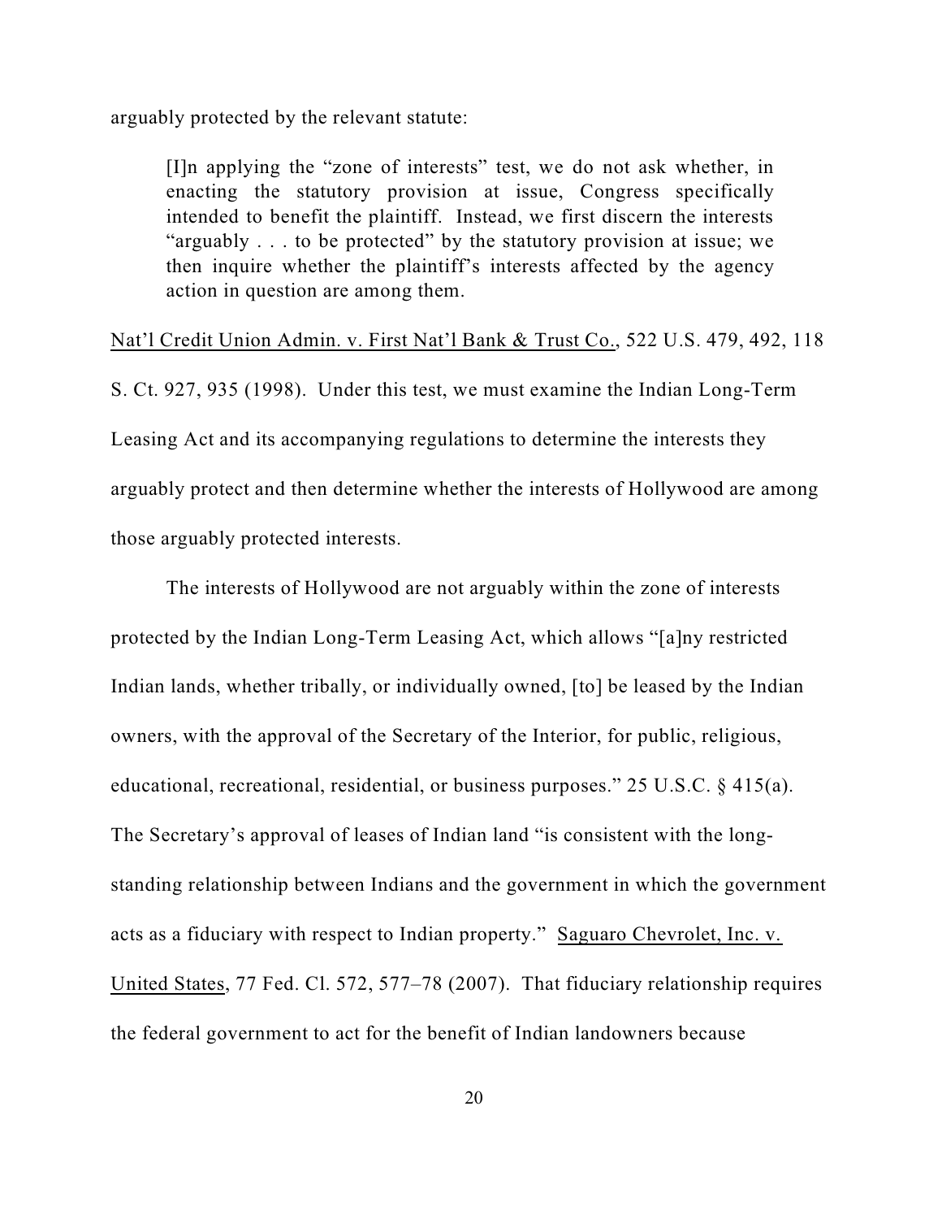arguably protected by the relevant statute:

> [I]n applying the "zone of interests" test, we do not ask whether, in enacting the statutory provision at issue, Congress specifically intended to benefit the plaintiff. Instead, we first discern the interests "arguably . . . to be protected" by the statutory provision at issue; we then inquire whether the plaintiff's interests affected by the agency action in question are among them.

Nat'l Credit Union Admin. v. First Nat'l Bank & Trust Co., 522 U.S. 479, 492, 118 S. Ct. 927, 935 (1998). Under this test, we must examine the Indian Long-Term Leasing Act and its accompanying regulations to determine the interests they arguably protect and then determine whether the interests of Hollywood are among those arguably protected interests.

The interests of Hollywood are not arguably within the zone of interests protected by the Indian Long-Term Leasing Act, which allows "[a]ny restricted Indian lands, whether tribally, or individually owned, [to] be leased by the Indian owners, with the approval of the Secretary of the Interior, for public, religious, educational, recreational, residential, or business purposes." 25 U.S.C. § 415(a). The Secretary's approval of leases of Indian land "is consistent with the long-standing relationship between Indians and the government in which the government acts as a fiduciary with respect to Indian property." Saguaro Chevrolet, Inc. v. United States, 77 Fed. Cl. 572, 577–78 (2007). That fiduciary relationship requires the federal government to act for the benefit of Indian landowners because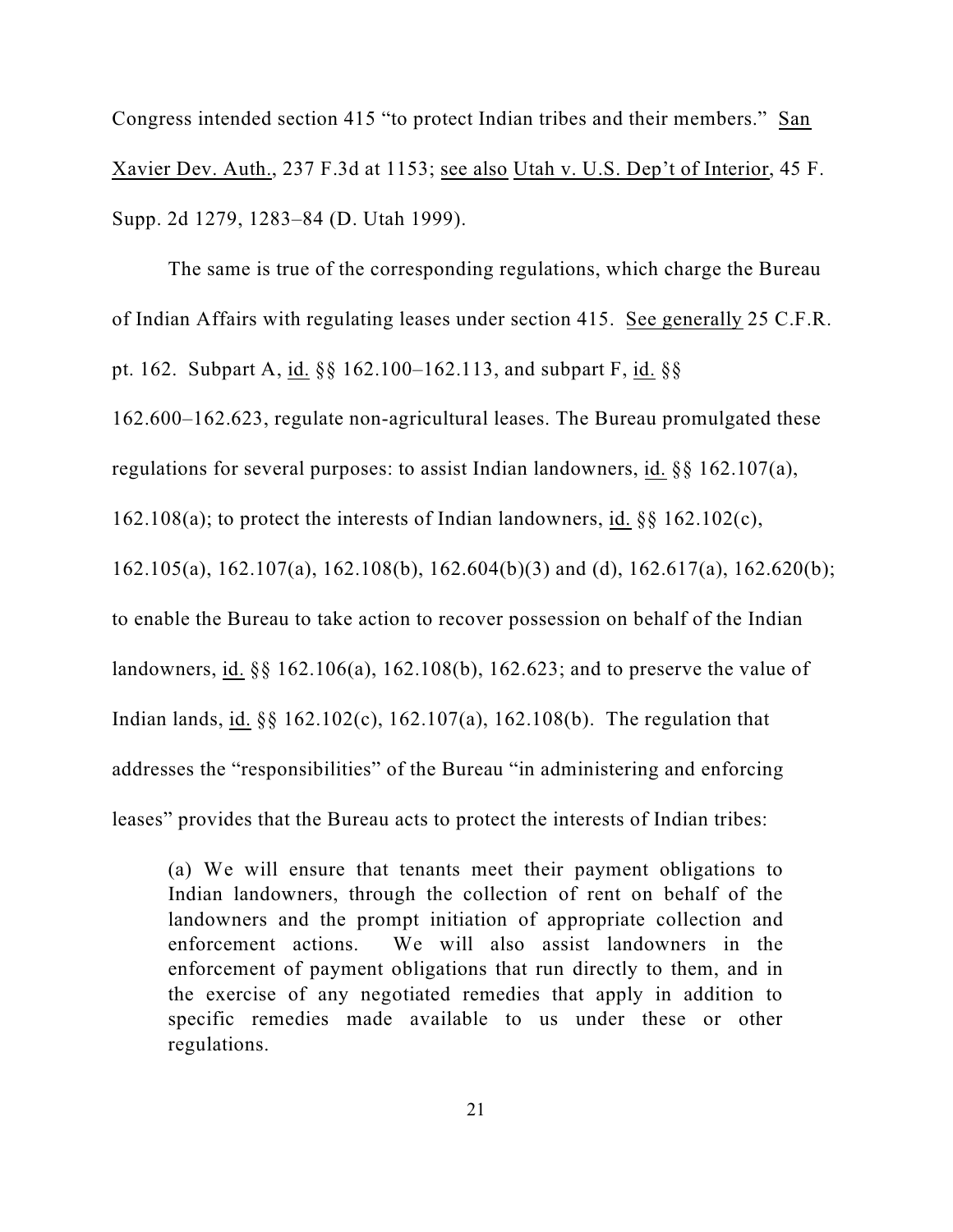Congress intended section 415 "to protect Indian tribes and their members." San Xavier Dev. Auth., 237 F.3d at 1153; see also Utah v. U.S. Dep't of Interior, 45 F. Supp. 2d 1279, 1283–84 (D. Utah 1999).

The same is true of the corresponding regulations, which charge the Bureau of Indian Affairs with regulating leases under section 415. See generally 25 C.F.R. pt. 162. Subpart A, id. §§ 162.100–162.113, and subpart F, id. §§ 162.600–162.623, regulate non-agricultural leases. The Bureau promulgated these regulations for several purposes: to assist Indian landowners, id. §§ 162.107(a), 162.108(a); to protect the interests of Indian landowners, id. §§ 162.102(c), 162.105(a), 162.107(a), 162.108(b), 162.604(b)(3) and (d), 162.617(a), 162.620(b); to enable the Bureau to take action to recover possession on behalf of the Indian landowners, id. §§ 162.106(a), 162.108(b), 162.623; and to preserve the value of Indian lands, id. §§ 162.102(c), 162.107(a), 162.108(b). The regulation that addresses the "responsibilities" of the Bureau "in administering and enforcing leases" provides that the Bureau acts to protect the interests of Indian tribes:

> (a) We will ensure that tenants meet their payment obligations to Indian landowners, through the collection of rent on behalf of the landowners and the prompt initiation of appropriate collection and enforcement actions. We will also assist landowners in the enforcement of payment obligations that run directly to them, and in the exercise of any negotiated remedies that apply in addition to specific remedies made available to us under these or other regulations.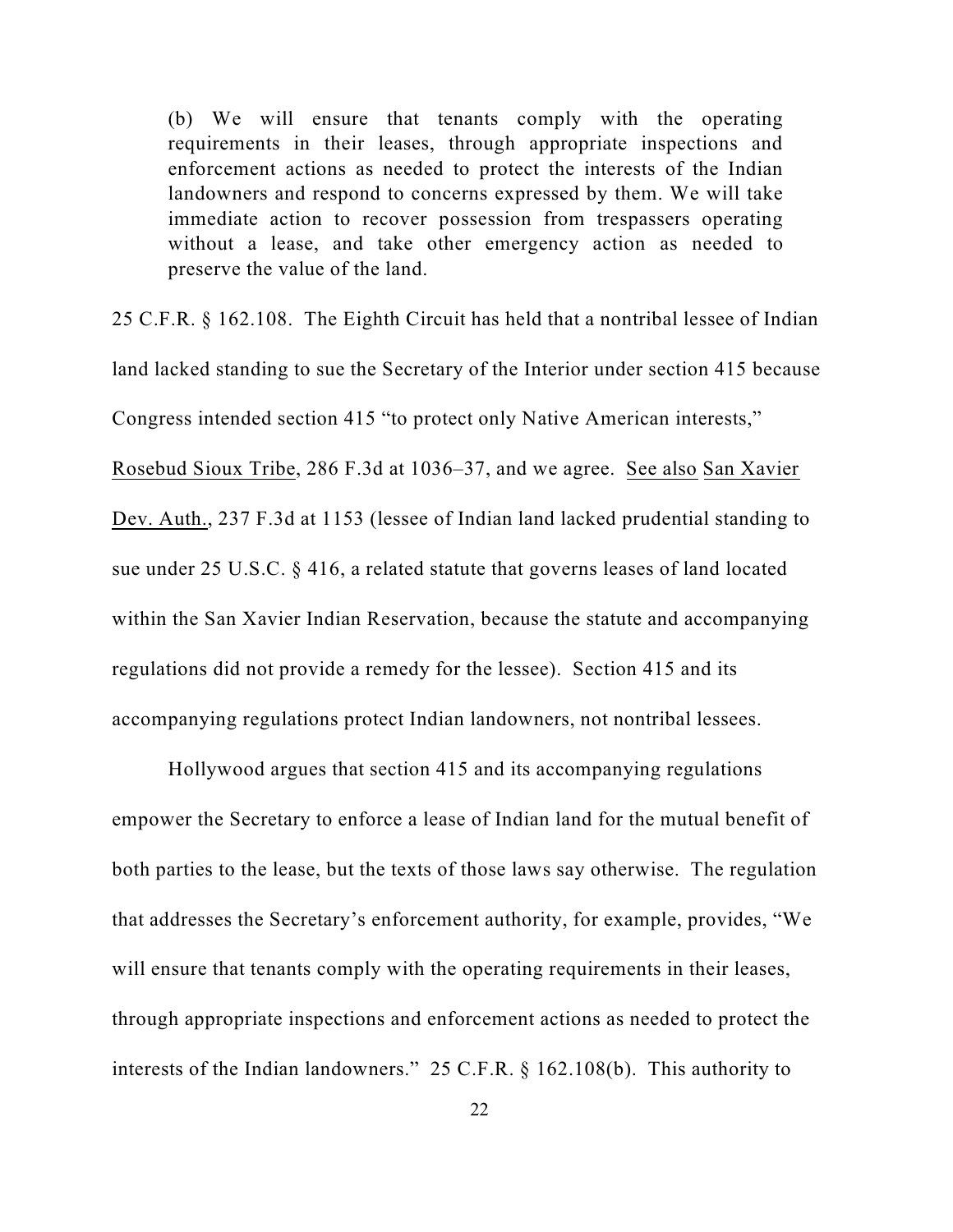> (b) We will ensure that tenants comply with the operating requirements in their leases, through appropriate inspections and enforcement actions as needed to protect the interests of the Indian landowners and respond to concerns expressed by them. We will take immediate action to recover possession from trespassers operating without a lease, and take other emergency action as needed to preserve the value of the land.

25 C.F.R. § 162.108. The Eighth Circuit has held that a nontribal lessee of Indian land lacked standing to sue the Secretary of the Interior under section 415 because Congress intended section 415 "to protect only Native American interests," Rosebud Sioux Tribe, 286 F.3d at 1036–37, and we agree. See also San Xavier Dev. Auth., 237 F.3d at 1153 (lessee of Indian land lacked prudential standing to sue under 25 U.S.C. § 416, a related statute that governs leases of land located within the San Xavier Indian Reservation, because the statute and accompanying regulations did not provide a remedy for the lessee). Section 415 and its accompanying regulations protect Indian landowners, not nontribal lessees.

Hollywood argues that section 415 and its accompanying regulations empower the Secretary to enforce a lease of Indian land for the mutual benefit of both parties to the lease, but the texts of those laws say otherwise. The regulation that addresses the Secretary's enforcement authority, for example, provides, "We will ensure that tenants comply with the operating requirements in their leases, through appropriate inspections and enforcement actions as needed to protect the interests of the Indian landowners." 25 C.F.R. § 162.108(b). This authority to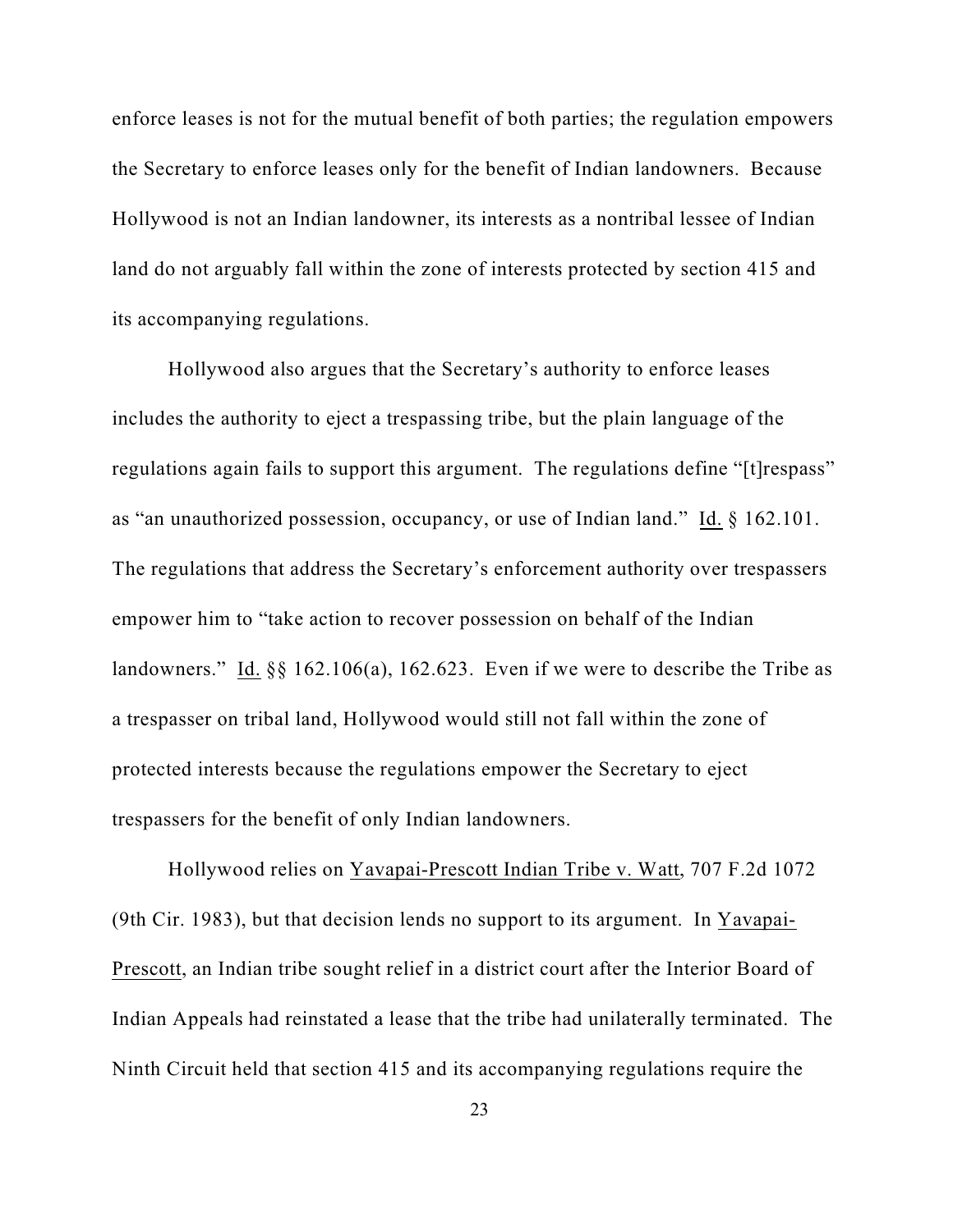enforce leases is not for the mutual benefit of both parties; the regulation empowers the Secretary to enforce leases only for the benefit of Indian landowners. Because Hollywood is not an Indian landowner, its interests as a nontribal lessee of Indian land do not arguably fall within the zone of interests protected by section 415 and its accompanying regulations.

Hollywood also argues that the Secretary's authority to enforce leases includes the authority to eject a trespassing tribe, but the plain language of the regulations again fails to support this argument. The regulations define "[t]respass" as "an unauthorized possession, occupancy, or use of Indian land." Id. § 162.101. The regulations that address the Secretary's enforcement authority over trespassers empower him to "take action to recover possession on behalf of the Indian landowners." Id. §§ 162.106(a), 162.623. Even if we were to describe the Tribe as a trespasser on tribal land, Hollywood would still not fall within the zone of protected interests because the regulations empower the Secretary to eject trespassers for the benefit of only Indian landowners.

Hollywood relies on Yavapai-Prescott Indian Tribe v. Watt, 707 F.2d 1072 (9th Cir. 1983), but that decision lends no support to its argument. In Yavapai-Prescott, an Indian tribe sought relief in a district court after the Interior Board of Indian Appeals had reinstated a lease that the tribe had unilaterally terminated. The Ninth Circuit held that section 415 and its accompanying regulations require the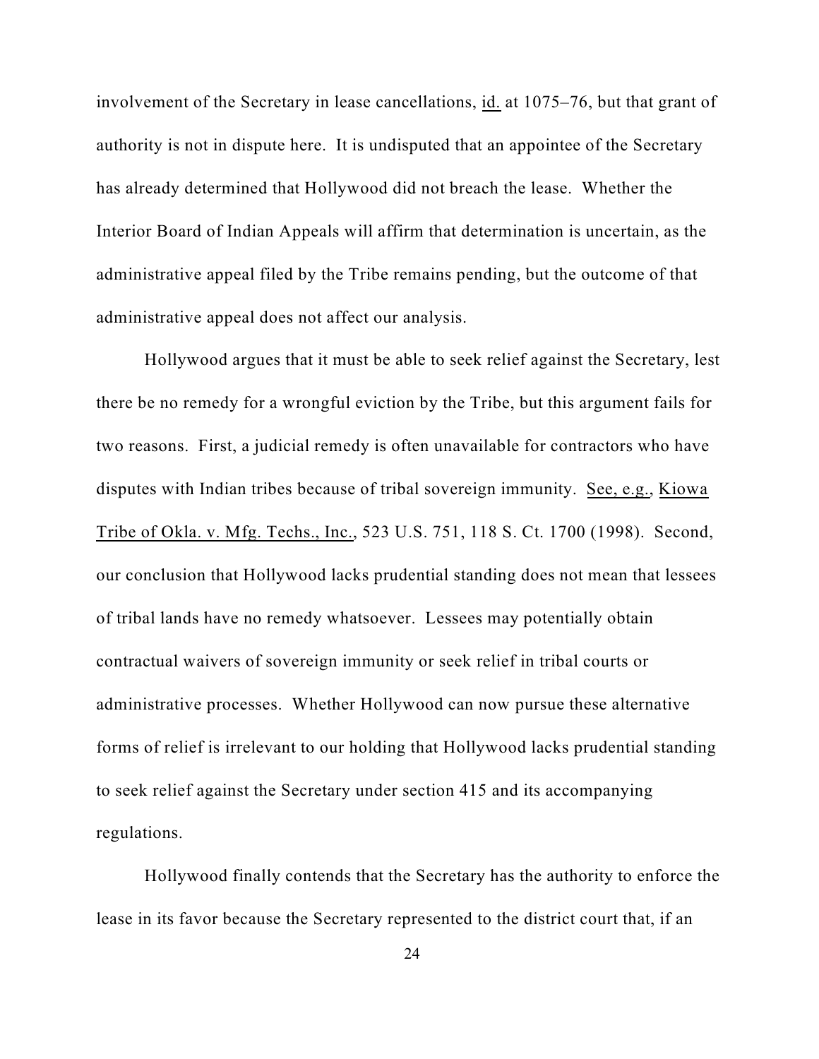involvement of the Secretary in lease cancellations, id. at 1075–76, but that grant of authority is not in dispute here. It is undisputed that an appointee of the Secretary has already determined that Hollywood did not breach the lease. Whether the Interior Board of Indian Appeals will affirm that determination is uncertain, as the administrative appeal filed by the Tribe remains pending, but the outcome of that administrative appeal does not affect our analysis.

Hollywood argues that it must be able to seek relief against the Secretary, lest there be no remedy for a wrongful eviction by the Tribe, but this argument fails for two reasons. First, a judicial remedy is often unavailable for contractors who have disputes with Indian tribes because of tribal sovereign immunity. See, e.g., Kiowa Tribe of Okla. v. Mfg. Techs., Inc., 523 U.S. 751, 118 S. Ct. 1700 (1998). Second, our conclusion that Hollywood lacks prudential standing does not mean that lessees of tribal lands have no remedy whatsoever. Lessees may potentially obtain contractual waivers of sovereign immunity or seek relief in tribal courts or administrative processes. Whether Hollywood can now pursue these alternative forms of relief is irrelevant to our holding that Hollywood lacks prudential standing to seek relief against the Secretary under section 415 and its accompanying regulations.

Hollywood finally contends that the Secretary has the authority to enforce the lease in its favor because the Secretary represented to the district court that, if an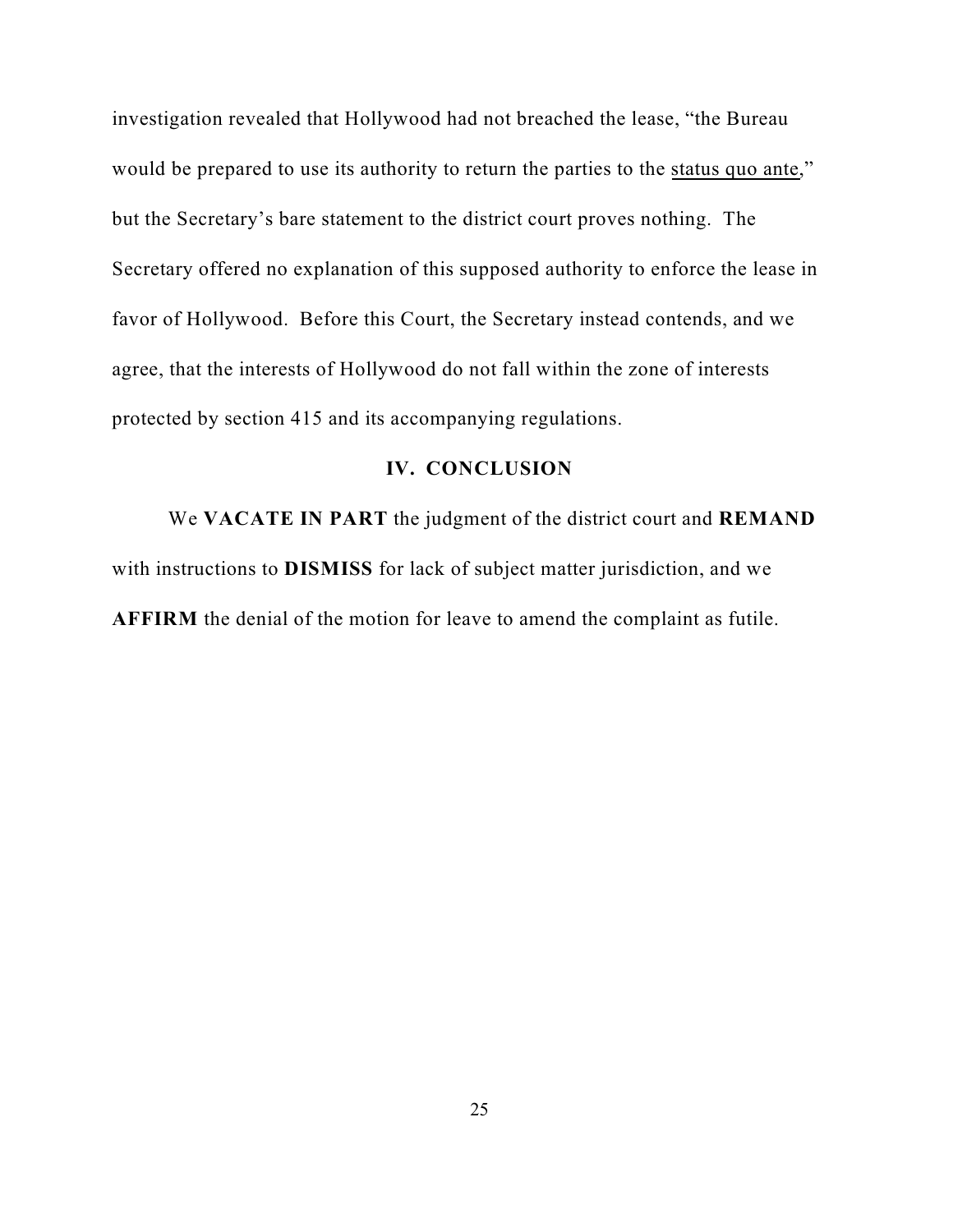investigation revealed that Hollywood had not breached the lease, "the Bureau would be prepared to use its authority to return the parties to the status quo ante," but the Secretary's bare statement to the district court proves nothing. The Secretary offered no explanation of this supposed authority to enforce the lease in favor of Hollywood. Before this Court, the Secretary instead contends, and we agree, that the interests of Hollywood do not fall within the zone of interests protected by section 415 and its accompanying regulations.

## IV. CONCLUSION

We **VACATE IN PART** the judgment of the district court and **REMAND** with instructions to **DISMISS** for lack of subject matter jurisdiction, and we **AFFIRM** the denial of the motion for leave to amend the complaint as futile.